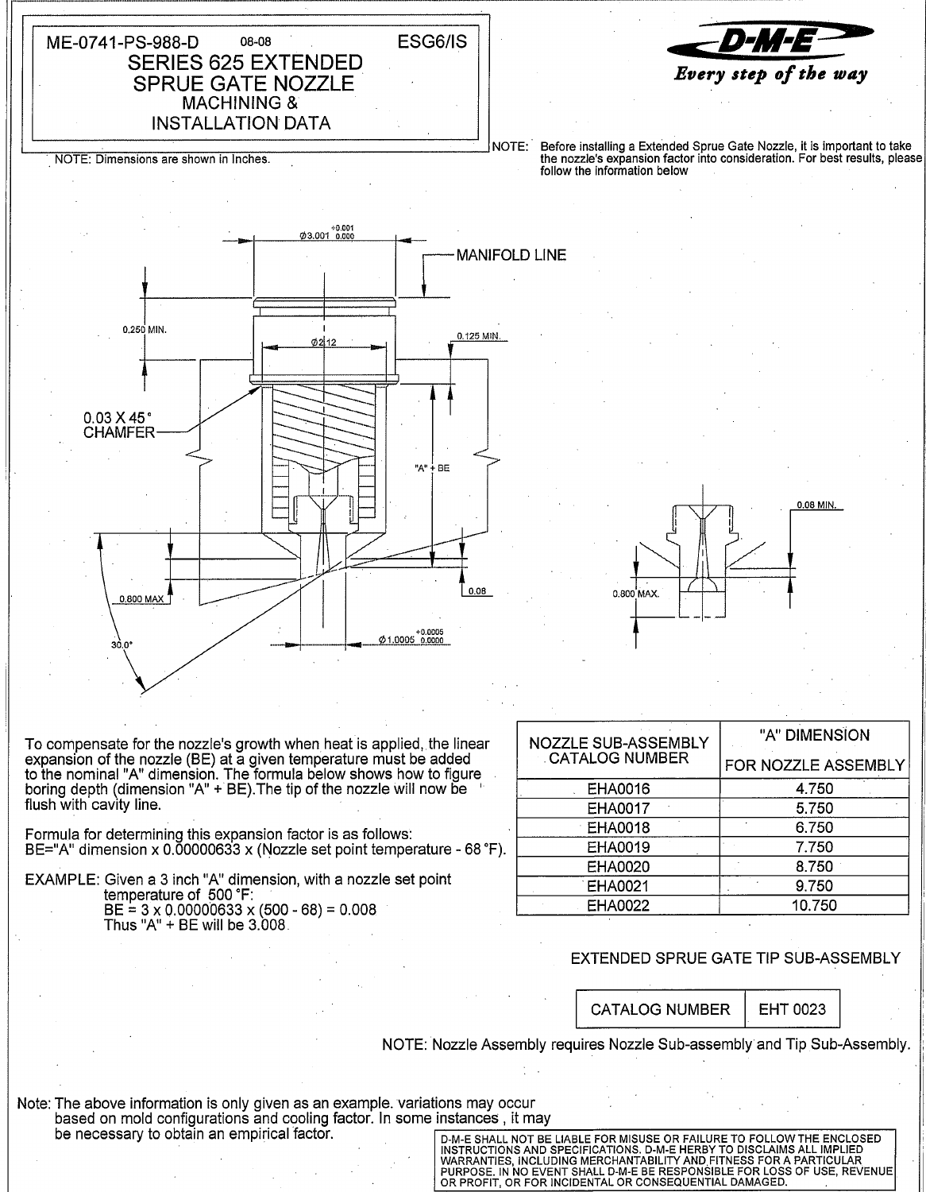ME-0741-PS-988-D 08-08 ESG6/IS

# SERIES 625 EXTENDED SPRUE GATE NOZZLE

## MACHINING & INSTALLATION DATA

D-M-E *Every step of the way*

NOTE: Dimensions are shown in Inches.

NOTE: Before installing a Extended Sprue Gate Nozzle, it is important to take the nozzle's expansion factor into consideration. For best results, please follow the information below

$\varnothing 3.001\ ^{+0.001}_{\ 0.000}$

MANIFOLD LINE

0.250 MIN.

$\varnothing 2.12$

0.125 MIN.

0.03 X 45° CHAMFER

"A" + BE

0.08 MIN.

0.800 MAX

0.08

0.800 MAX.

30.0°

$\varnothing 1.0005\ ^{+0.0005}_{\ 0.0000}$

To compensate for the nozzle's growth when heat is applied, the linear expansion of the nozzle (BE) at a given temperature must be added to the nominal "A" dimension. The formula below shows how to figure boring depth (dimension "A" + BE). The tip of the nozzle will now be flush with cavity line.

Formula for determining this expansion factor is as follows:
BE="A" dimension x 0.00000633 x (Nozzle set point temperature - 68 °F).

EXAMPLE: Given a 3 inch "A" dimension, with a nozzle set point temperature of 500 °F:
BE = 3 x 0.00000633 x (500 - 68) = 0.008
Thus "A" + BE will be 3.008

| NOZZLE SUB-ASSEMBLY CATALOG NUMBER | "A" DIMENSION FOR NOZZLE ASSEMBLY |
|---|---|
| EHA0016 | 4.750 |
| EHA0017 | 5.750 |
| EHA0018 | 6.750 |
| EHA0019 | 7.750 |
| EHA0020 | 8.750 |
| EHA0021 | 9.750 |
| EHA0022 | 10.750 |

EXTENDED SPRUE GATE TIP SUB-ASSEMBLY

| CATALOG NUMBER | EHT 0023 |
|---|---|

NOTE: Nozzle Assembly requires Nozzle Sub-assembly and Tip Sub-Assembly.

Note: The above information is only given as an example. variations may occur based on mold configurations and cooling factor. In some instances , it may be necessary to obtain an empirical factor.

D-M-E SHALL NOT BE LIABLE FOR MISUSE OR FAILURE TO FOLLOW THE ENCLOSED INSTRUCTIONS AND SPECIFICATIONS. D-M-E HERBY TO DISCLAIMS ALL IMPLIED WARRANTIES, INCLUDING MERCHANTABILITY AND FITNESS FOR A PARTICULAR PURPOSE. IN NO EVENT SHALL D-M-E BE RESPONSIBLE FOR LOSS OF USE, REVENUE OR PROFIT, OR FOR INCIDENTAL OR CONSEQUENTIAL DAMAGED.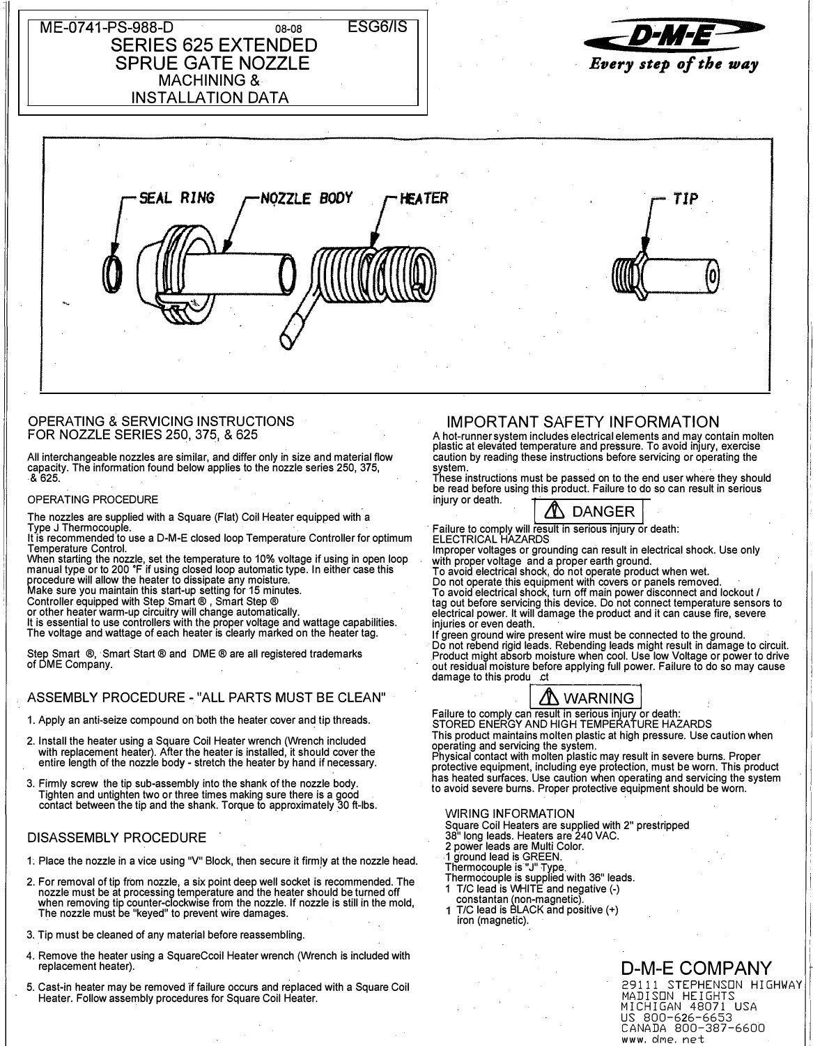ME-0741-PS-988-D 08-08 ESG6/IS

# SERIES 625 EXTENDED SPRUE GATE NOZZLE

MACHINING & INSTALLATION DATA

**D-M-E**
*Every step of the way*

SEAL RING NOZZLE BODY HEATER TIP

## OPERATING & SERVICING INSTRUCTIONS FOR NOZZLE SERIES 250, 375, & 625

All interchangeable nozzles are similar, and differ only in size and material flow capacity. The information found below applies to the nozzle series 250, 375, & 625.

### OPERATING PROCEDURE

The nozzles are supplied with a Square (Flat) Coil Heater equipped with a Type J Thermocouple.
It is recommended to use a D-M-E closed loop Temperature Controller for optimum Temperature Control.
When starting the nozzle, set the temperature to 10% voltage if using in open loop manual type or to 200 °F if using closed loop automatic type. In either case this procedure will allow the heater to dissipate any moisture.
Make sure you maintain this start-up setting for 15 minutes.
Controller equipped with Step Smart ®, Smart Step ® or other heater warm-up circuitry will change automatically.
It is essential to use controllers with the proper voltage and wattage capabilities.
The voltage and wattage of each heater is clearly marked on the heater tag.

Step Smart ®, Smart Start ® and DME ® are all registered trademarks of DME Company.

## ASSEMBLY PROCEDURE - "ALL PARTS MUST BE CLEAN"

1. Apply an anti-seize compound on both the heater cover and tip threads.
2. Install the heater using a Square Coil Heater wrench (Wrench included with replacement heater). After the heater is installed, it should cover the entire length of the nozzle body - stretch the heater by hand if necessary.
3. Firmly screw the tip sub-assembly into the shank of the nozzle body. Tighten and untighten two or three times making sure there is a good contact between the tip and the shank. Torque to approximately 30 ft-lbs.

## DISASSEMBLY PROCEDURE

1. Place the nozzle in a vice using "V" Block, then secure it firmly at the nozzle head.
2. For removal of tip from nozzle, a six point deep well socket is recommended. The nozzle must be at processing temperature and the heater should be turned off when removing tip counter-clockwise from the nozzle. If nozzle is still in the mold, The nozzle must be "keyed" to prevent wire damages.
3. Tip must be cleaned of any material before reassembling.
4. Remove the heater using a SquareCcoil Heater wrench (Wrench is included with replacement heater).
5. Cast-in heater may be removed if failure occurs and replaced with a Square Coil Heater. Follow assembly procedures for Square Coil Heater.

## IMPORTANT SAFETY INFORMATION

A hot-runner system includes electrical elements and may contain molten plastic at elevated temperature and pressure. To avoid injury, exercise caution by reading these instructions before servicing or operating the system.
These instructions must be passed on to the end user where they should be read before using this product. Failure to do so can result in serious injury or death.

**⚠ DANGER**

Failure to comply will result in serious injury or death:
ELECTRICAL HAZARDS
Improper voltages or grounding can result in electrical shock. Use only with proper voltage and a proper earth ground.
To avoid electrical shock, do not operate product when wet.
Do not operate this equipment with covers or panels removed.
To avoid electrical shock, turn off main power disconnect and lockout / tag out before servicing this device. Do not connect temperature sensors to electrical power. It will damage the product and it can cause fire, severe injuries or even death.
If green ground wire present wire must be connected to the ground.
Do not rebend rigid leads. Rebending leads might result in damage to circuit.
Product might absorb moisture when cool. Use low Voltage or power to drive out residual moisture before applying full power. Failure to do so may cause damage to this produ ct

**⚠ WARNING**

Failure to comply can result in serious injury or death:
STORED ENERGY AND HIGH TEMPERATURE HAZARDS
This product maintains molten plastic at high pressure. Use caution when operating and servicing the system.
Physical contact with molten plastic may result in severe burns. Proper protective equipment, including eye protection, must be worn. This product has heated surfaces. Use caution when operating and servicing the system to avoid severe burns. Proper protective equipment should be worn.

### WIRING INFORMATION

Square Coil Heaters are supplied with 2" prestripped 38" long leads. Heaters are 240 VAC.
2 power leads are Multi Color.
1 ground lead is GREEN.
Thermocouple is "J" Type.
Thermocouple is supplied with 36" leads.
1 T/C lead is WHITE and negative (-) constantan (non-magnetic).
1 T/C lead is BLACK and positive (+) iron (magnetic).

**D-M-E COMPANY**
29111 STEPHENSON HIGHWAY
MADISON HEIGHTS
MICHIGAN 48071 USA
US 800-626-6653
CANADA 800-387-6600
www.dme.net